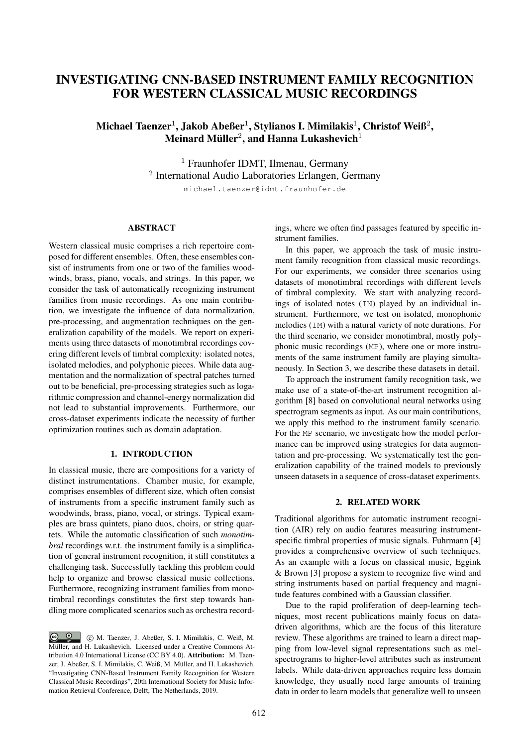# INVESTIGATING CNN-BASED INSTRUMENT FAMILY RECOGNITION FOR WESTERN CLASSICAL MUSIC RECORDINGS

**Michael Taenzer[1], Jakob Abeßer[1], Stylianos I. Mimilakis[1], Christof Weiß[2], Meinard Müller[2], and Hanna Lukashevich[1]**

[1] Fraunhofer IDMT, Ilmenau, Germany
[2] International Audio Laboratories Erlangen, Germany

michael.taenzer@idmt.fraunhofer.de

## ABSTRACT

Western classical music comprises a rich repertoire composed for different ensembles. Often, these ensembles consist of instruments from one or two of the families woodwinds, brass, piano, vocals, and strings. In this paper, we consider the task of automatically recognizing instrument families from music recordings. As one main contribution, we investigate the influence of data normalization, pre-processing, and augmentation techniques on the generalization capability of the models. We report on experiments using three datasets of monotimbral recordings covering different levels of timbral complexity: isolated notes, isolated melodies, and polyphonic pieces. While data augmentation and the normalization of spectral patches turned out to be beneficial, pre-processing strategies such as logarithmic compression and channel-energy normalization did not lead to substantial improvements. Furthermore, our cross-dataset experiments indicate the necessity of further optimization routines such as domain adaptation.

## 1. INTRODUCTION

In classical music, there are compositions for a variety of distinct instrumentations. Chamber music, for example, comprises ensembles of different size, which often consist of instruments from a specific instrument family such as woodwinds, brass, piano, vocal, or strings. Typical examples are brass quintets, piano duos, choirs, or string quartets. While the automatic classification of such *monotimbral* recordings w.r.t. the instrument family is a simplification of general instrument recognition, it still constitutes a challenging task. Successfully tackling this problem could help to organize and browse classical music collections. Furthermore, recognizing instrument families from monotimbral recordings constitutes the first step towards handling more complicated scenarios such as orchestra recordings, where we often find passages featured by specific instrument families.

In this paper, we approach the task of music instrument family recognition from classical music recordings. For our experiments, we consider three scenarios using datasets of monotimbral recordings with different levels of timbral complexity. We start with analyzing recordings of isolated notes (`IN`) played by an individual instrument. Furthermore, we test on isolated, monophonic melodies (`IM`) with a natural variety of note durations. For the third scenario, we consider monotimbral, mostly polyphonic music recordings (`MP`), where one or more instruments of the same instrument family are playing simultaneously. In Section 3, we describe these datasets in detail.

To approach the instrument family recognition task, we make use of a state-of-the-art instrument recognition algorithm [8] based on convolutional neural networks using spectrogram segments as input. As our main contributions, we apply this method to the instrument family scenario. For the `MP` scenario, we investigate how the model performance can be improved using strategies for data augmentation and pre-processing. We systematically test the generalization capability of the trained models to previously unseen datasets in a sequence of cross-dataset experiments.

## 2. RELATED WORK

Traditional algorithms for automatic instrument recognition (AIR) rely on audio features measuring instrument-specific timbral properties of music signals. Fuhrmann [4] provides a comprehensive overview of such techniques. As an example with a focus on classical music, Eggink & Brown [3] propose a system to recognize five wind and string instruments based on partial frequency and magnitude features combined with a Gaussian classifier.

Due to the rapid proliferation of deep-learning techniques, most recent publications mainly focus on data-driven algorithms, which are the focus of this literature review. These algorithms are trained to learn a direct mapping from low-level signal representations such as mel-spectrograms to higher-level attributes such as instrument labels. While data-driven approaches require less domain knowledge, they usually need large amounts of training data in order to learn models that generalize well to unseen

© M. Taenzer, J. Abeßer, S. I. Mimilakis, C. Weiß, M. Müller, and H. Lukashevich. Licensed under a Creative Commons Attribution 4.0 International License (CC BY 4.0). **Attribution:** M. Taenzer, J. Abeßer, S. I. Mimilakis, C. Weiß, M. Müller, and H. Lukashevich. "Investigating CNN-Based Instrument Family Recognition for Western Classical Music Recordings", 20th International Society for Music Information Retrieval Conference, Delft, The Netherlands, 2019.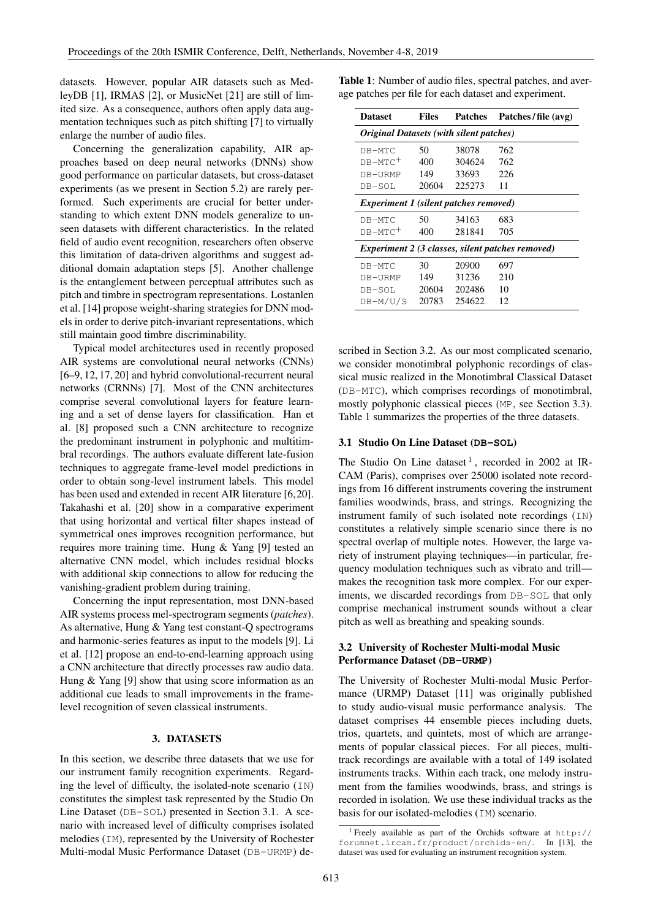datasets. However, popular AIR datasets such as MedleyDB [1], IRMAS [2], or MusicNet [21] are still of limited size. As a consequence, authors often apply data augmentation techniques such as pitch shifting [7] to virtually enlarge the number of audio files.

Concerning the generalization capability, AIR approaches based on deep neural networks (DNNs) show good performance on particular datasets, but cross-dataset experiments (as we present in Section 5.2) are rarely performed. Such experiments are crucial for better understanding to which extent DNN models generalize to unseen datasets with different characteristics. In the related field of audio event recognition, researchers often observe this limitation of data-driven algorithms and suggest additional domain adaptation steps [5]. Another challenge is the entanglement between perceptual attributes such as pitch and timbre in spectrogram representations. Lostanlen et al. [14] propose weight-sharing strategies for DNN models in order to derive pitch-invariant representations, which still maintain good timbre discriminability.

Typical model architectures used in recently proposed AIR systems are convolutional neural networks (CNNs) [6–9, 12, 17, 20] and hybrid convolutional-recurrent neural networks (CRNNs) [7]. Most of the CNN architectures comprise several convolutional layers for feature learning and a set of dense layers for classification. Han et al. [8] proposed such a CNN architecture to recognize the predominant instrument in polyphonic and multitimbral recordings. The authors evaluate different late-fusion techniques to aggregate frame-level model predictions in order to obtain song-level instrument labels. This model has been used and extended in recent AIR literature [6, 20]. Takahashi et al. [20] show in a comparative experiment that using horizontal and vertical filter shapes instead of symmetrical ones improves recognition performance, but requires more training time. Hung & Yang [9] tested an alternative CNN model, which includes residual blocks with additional skip connections to allow for reducing the vanishing-gradient problem during training.

Concerning the input representation, most DNN-based AIR systems process mel-spectrogram segments (*patches*). As alternative, Hung & Yang test constant-Q spectrograms and harmonic-series features as input to the models [9]. Li et al. [12] propose an end-to-end-learning approach using a CNN architecture that directly processes raw audio data. Hung & Yang [9] show that using score information as an additional cue leads to small improvements in the frame-level recognition of seven classical instruments.

## 3. DATASETS

In this section, we describe three datasets that we use for our instrument family recognition experiments. Regarding the level of difficulty, the isolated-note scenario (IN) constitutes the simplest task represented by the Studio On Line Dataset (DB-SOL) presented in Section 3.1. A scenario with increased level of difficulty comprises isolated melodies (IM), represented by the University of Rochester Multi-modal Music Performance Dataset (DB-URMP) described in Section 3.2. As our most complicated scenario, we consider monotimbral polyphonic recordings of classical music realized in the Monotimbral Classical Dataset (DB-MTC), which comprises recordings of monotimbral, mostly polyphonic classical pieces (MP, see Section 3.3). Table 1 summarizes the properties of the three datasets.

**Table 1**: Number of audio files, spectral patches, and average patches per file for each dataset and experiment.

| Dataset | Files | Patches | Patches / file (avg) |
|---|---|---|---|
| *Original Datasets (with silent patches)* | | | |
| DB-MTC | 50 | 38078 | 762 |
| DB-MTC+ | 400 | 304624 | 762 |
| DB-URMP | 149 | 33693 | 226 |
| DB-SOL | 20604 | 225273 | 11 |
| *Experiment 1 (silent patches removed)* | | | |
| DB-MTC | 50 | 34163 | 683 |
| DB-MTC+ | 400 | 281841 | 705 |
| *Experiment 2 (3 classes, silent patches removed)* | | | |
| DB-MTC | 30 | 20900 | 697 |
| DB-URMP | 149 | 31236 | 210 |
| DB-SOL | 20604 | 202486 | 10 |
| DB-M/U/S | 20783 | 254622 | 12 |

### 3.1 Studio On Line Dataset (DB-SOL)

The Studio On Line dataset [1], recorded in 2002 at IRCAM (Paris), comprises over 25000 isolated note recordings from 16 different instruments covering the instrument families woodwinds, brass, and strings. Recognizing the instrument family of such isolated note recordings (IN) constitutes a relatively simple scenario since there is no spectral overlap of multiple notes. However, the large variety of instrument playing techniques—in particular, frequency modulation techniques such as vibrato and trill—makes the recognition task more complex. For our experiments, we discarded recordings from DB-SOL that only comprise mechanical instrument sounds without a clear pitch as well as breathing and speaking sounds.

### 3.2 University of Rochester Multi-modal Music Performance Dataset (DB-URMP)

The University of Rochester Multi-modal Music Performance (URMP) Dataset [11] was originally published to study audio-visual music performance analysis. The dataset comprises 44 ensemble pieces including duets, trios, quartets, and quintets, most of which are arrangements of popular classical pieces. For all pieces, multi-track recordings are available with a total of 149 isolated instruments tracks. Within each track, one melody instrument from the families woodwinds, brass, and strings is recorded in isolation. We use these individual tracks as the basis for our isolated-melodies (IM) scenario.

[1] Freely available as part of the Orchids software at http://forumnet.ircam.fr/product/orchids-en/. In [13], the dataset was used for evaluating an instrument recognition system.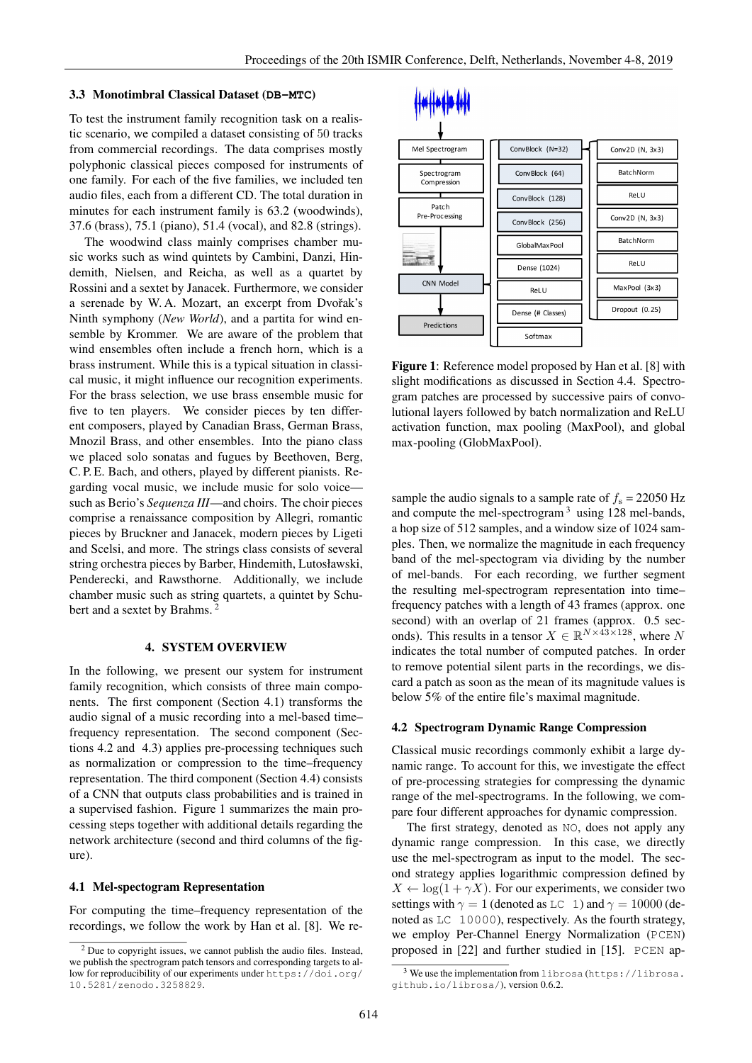### 3.3 Monotimbral Classical Dataset (DB-MTC)

To test the instrument family recognition task on a realistic scenario, we compiled a dataset consisting of 50 tracks from commercial recordings. The data comprises mostly polyphonic classical pieces composed for instruments of one family. For each of the five families, we included ten audio files, each from a different CD. The total duration in minutes for each instrument family is 63.2 (woodwinds), 37.6 (brass), 75.1 (piano), 51.4 (vocal), and 82.8 (strings).

The woodwind class mainly comprises chamber music works such as wind quintets by Cambini, Danzi, Hindemith, Nielsen, and Reicha, as well as a quartet by Rossini and a sextet by Janacek. Furthermore, we consider a serenade by W. A. Mozart, an excerpt from Dvořak's Ninth symphony (*New World*), and a partita for wind ensemble by Krommer. We are aware of the problem that wind ensembles often include a french horn, which is a brass instrument. While this is a typical situation in classical music, it might influence our recognition experiments. For the brass selection, we use brass ensemble music for five to ten players. We consider pieces by ten different composers, played by Canadian Brass, German Brass, Mnozil Brass, and other ensembles. Into the piano class we placed solo sonatas and fugues by Beethoven, Berg, C. P. E. Bach, and others, played by different pianists. Regarding vocal music, we include music for solo voice—such as Berio's *Sequenza III*—and choirs. The choir pieces comprise a renaissance composition by Allegri, romantic pieces by Bruckner and Janacek, modern pieces by Ligeti and Scelsi, and more. The strings class consists of several string orchestra pieces by Barber, Hindemith, Lutosławski, Penderecki, and Rawsthorne. Additionally, we include chamber music such as string quartets, a quintet by Schubert and a sextet by Brahms. [2]

## 4. SYSTEM OVERVIEW

In the following, we present our system for instrument family recognition, which consists of three main components. The first component (Section 4.1) transforms the audio signal of a music recording into a mel-based time–frequency representation. The second component (Sections 4.2 and 4.3) applies pre-processing techniques such as normalization or compression to the time–frequency representation. The third component (Section 4.4) consists of a CNN that outputs class probabilities and is trained in a supervised fashion. Figure 1 summarizes the main processing steps together with additional details regarding the network architecture (second and third columns of the figure).

**Figure 1**: Reference model proposed by Han et al. [8] with slight modifications as discussed in Section 4.4. Spectrogram patches are processed by successive pairs of convolutional layers followed by batch normalization and ReLU activation function, max pooling (MaxPool), and global max-pooling (GlobMaxPool).

### 4.1 Mel-spectogram Representation

For computing the time–frequency representation of the recordings, we follow the work by Han et al. [8]. We resample the audio signals to a sample rate of $f_s$ = 22050 Hz and compute the mel-spectrogram [3] using 128 mel-bands, a hop size of 512 samples, and a window size of 1024 samples. Then, we normalize the magnitude in each frequency band of the mel-spectrogram via dividing by the number of mel-bands. For each recording, we further segment the resulting mel-spectrogram representation into time–frequency patches with a length of 43 frames (approx. one second) with an overlap of 21 frames (approx. 0.5 seconds). This results in a tensor $X \in \mathbb{R}^{N \times 43 \times 128}$, where $N$ indicates the total number of computed patches. In order to remove potential silent parts in the recordings, we discard a patch as soon as the mean of its magnitude values is below 5% of the entire file's maximal magnitude.

### 4.2 Spectrogram Dynamic Range Compression

Classical music recordings commonly exhibit a large dynamic range. To account for this, we investigate the effect of pre-processing strategies for compressing the dynamic range of the mel-spectrograms. In the following, we compare four different approaches for dynamic compression.

The first strategy, denoted as NO, does not apply any dynamic range compression. In this case, we directly use the mel-spectrogram as input to the model. The second strategy applies logarithmic compression defined by $X \leftarrow \log(1 + \gamma X)$. For our experiments, we consider two settings with $\gamma = 1$ (denoted as LC 1) and $\gamma = 10000$ (denoted as LC 10000), respectively. As the fourth strategy, we employ Per-Channel Energy Normalization (PCEN) proposed in [22] and further studied in [15]. PCEN ap-

[2] Due to copyright issues, we cannot publish the audio files. Instead, we publish the spectrogram patch tensors and corresponding targets to allow for reproducibility of our experiments under https://doi.org/10.5281/zenodo.3258829.

[3] We use the implementation from librosa (https://librosa.github.io/librosa/), version 0.6.2.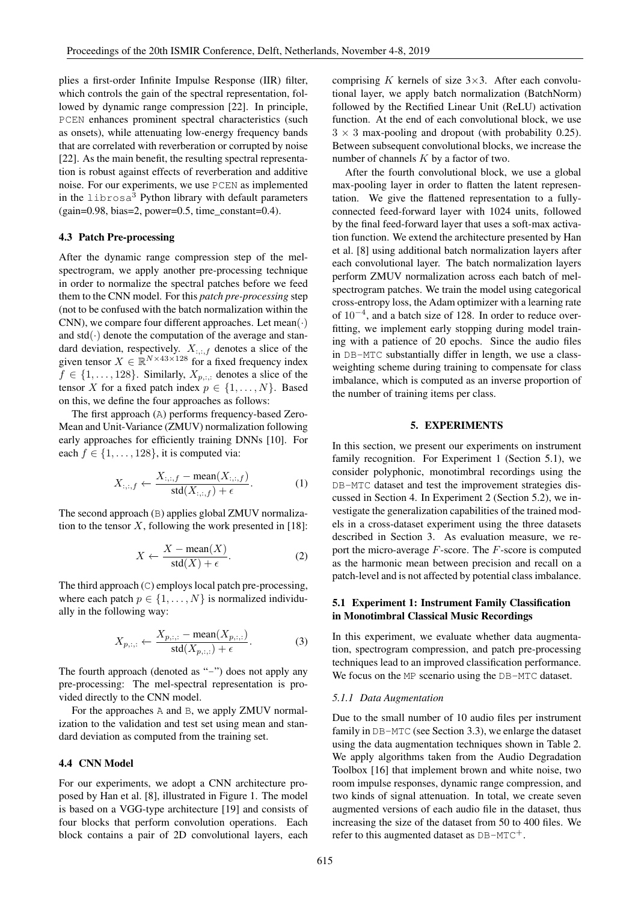plies a first-order Infinite Impulse Response (IIR) filter, which controls the gain of the spectral representation, followed by dynamic range compression [22]. In principle, PCEN enhances prominent spectral characteristics (such as onsets), while attenuating low-energy frequency bands that are correlated with reverberation or corrupted by noise [22]. As the main benefit, the resulting spectral representation is robust against effects of reverberation and additive noise. For our experiments, we use PCEN as implemented in the librosa[3] Python library with default parameters (gain=0.98, bias=2, power=0.5, time_constant=0.4).

### 4.3 Patch Pre-processing

After the dynamic range compression step of the mel-spectrogram, we apply another pre-processing technique in order to normalize the spectral patches before we feed them to the CNN model. For this *patch pre-processing* step (not to be confused with the batch normalization within the CNN), we compare four different approaches. Let $\text{mean}(\cdot)$ and $\text{std}(\cdot)$ denote the computation of the average and standard deviation, respectively. $X_{:,:,f}$ denotes a slice of the given tensor $X \in \mathbb{R}^{N \times 43 \times 128}$ for a fixed frequency index $f \in \{1, \ldots, 128\}$. Similarly, $X_{p,:,:}$ denotes a slice of the tensor $X$ for a fixed patch index $p \in \{1, \ldots, N\}$. Based on this, we define the four approaches as follows:

The first approach (A) performs frequency-based Zero-Mean and Unit-Variance (ZMUV) normalization following early approaches for efficiently training DNNs [10]. For each $f \in \{1, \ldots, 128\}$, it is computed via:

$$X_{:,:,f} \leftarrow \frac{X_{:,:,f} - \text{mean}(X_{:,:,f})}{\text{std}(X_{:,:,f}) + \epsilon}. \tag{1}$$

The second approach (B) applies global ZMUV normalization to the tensor $X$, following the work presented in [18]:

$$X \leftarrow \frac{X - \text{mean}(X)}{\text{std}(X) + \epsilon}. \tag{2}$$

The third approach (C) employs local patch pre-processing, where each patch $p \in \{1, \ldots, N\}$ is normalized individually in the following way:

$$X_{p,:,:} \leftarrow \frac{X_{p,:,:} - \text{mean}(X_{p,:,:})}{\text{std}(X_{p,:,:}) + \epsilon}. \tag{3}$$

The fourth approach (denoted as "–") does not apply any pre-processing: The mel-spectral representation is provided directly to the CNN model.

For the approaches A and B, we apply ZMUV normalization to the validation and test set using mean and standard deviation as computed from the training set.

### 4.4 CNN Model

For our experiments, we adopt a CNN architecture proposed by Han et al. [8], illustrated in Figure 1. The model is based on a VGG-type architecture [19] and consists of four blocks that perform convolution operations. Each block contains a pair of 2D convolutional layers, each comprising $K$ kernels of size $3\times3$. After each convolutional layer, we apply batch normalization (BatchNorm) followed by the Rectified Linear Unit (ReLU) activation function. At the end of each convolutional block, we use $3 \times 3$ max-pooling and dropout (with probability 0.25). Between subsequent convolutional blocks, we increase the number of channels $K$ by a factor of two.

After the fourth convolutional block, we use a global max-pooling layer in order to flatten the latent representation. We give the flattened representation to a fully-connected feed-forward layer with 1024 units, followed by the final feed-forward layer that uses a soft-max activation function. We extend the architecture presented by Han et al. [8] using additional batch normalization layers after each convolutional layer. The batch normalization layers perform ZMUV normalization across each batch of mel-spectrogram patches. We train the model using categorical cross-entropy loss, the Adam optimizer with a learning rate of $10^{-4}$, and a batch size of 128. In order to reduce overfitting, we implement early stopping during model training with a patience of 20 epochs. Since the audio files in DB-MTC substantially differ in length, we use a class-weighting scheme during training to compensate for class imbalance, which is computed as an inverse proportion of the number of training items per class.

## 5. EXPERIMENTS

In this section, we present our experiments on instrument family recognition. For Experiment 1 (Section 5.1), we consider polyphonic, monotimbral recordings using the DB-MTC dataset and test the improvement strategies discussed in Section 4. In Experiment 2 (Section 5.2), we investigate the generalization capabilities of the trained models in a cross-dataset experiment using the three datasets described in Section 3. As evaluation measure, we report the micro-average $F$-score. The $F$-score is computed as the harmonic mean between precision and recall on a patch-level and is not affected by potential class imbalance.

### 5.1 Experiment 1: Instrument Family Classification in Monotimbral Classical Music Recordings

In this experiment, we evaluate whether data augmentation, spectrogram compression, and patch pre-processing techniques lead to an improved classification performance. We focus on the MP scenario using the DB-MTC dataset.

#### *5.1.1 Data Augmentation*

Due to the small number of 10 audio files per instrument family in DB-MTC (see Section 3.3), we enlarge the dataset using the data augmentation techniques shown in Table 2. We apply algorithms taken from the Audio Degradation Toolbox [16] that implement brown and white noise, two room impulse responses, dynamic range compression, and two kinds of signal attenuation. In total, we create seven augmented versions of each audio file in the dataset, thus increasing the size of the dataset from 50 to 400 files. We refer to this augmented dataset as DB-MTC$^{+}$.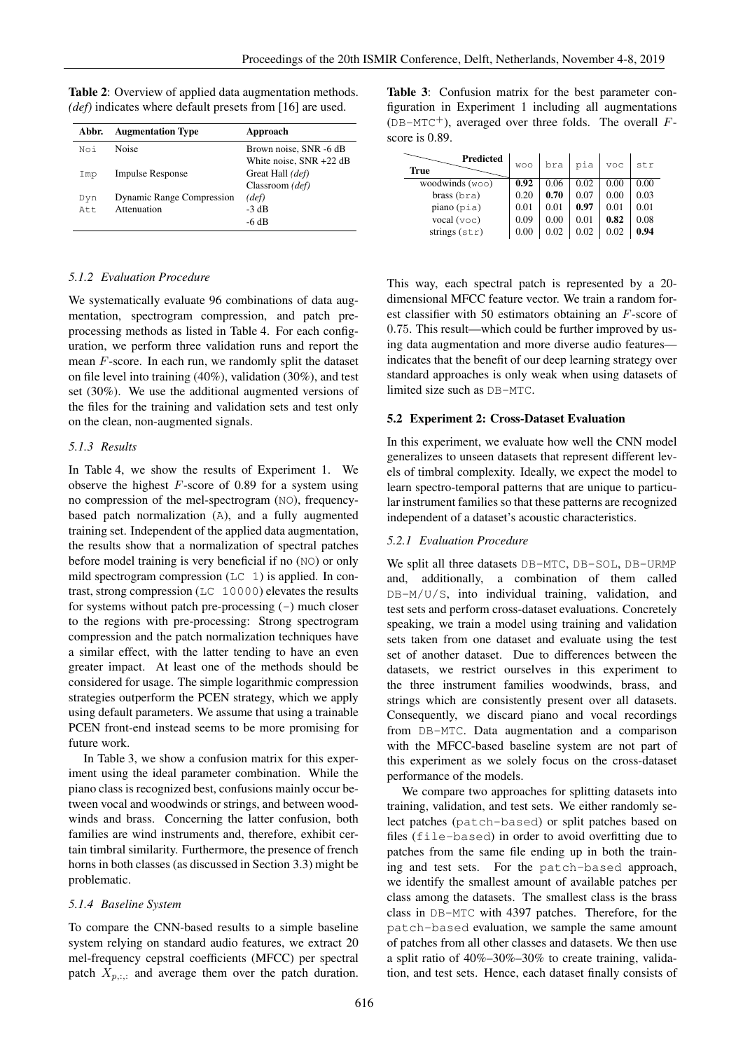**Table 2**: Overview of applied data augmentation methods. *(def)* indicates where default presets from [16] are used.

| Abbr. | Augmentation Type | Approach |
|---|---|---|
| Noi | Noise | Brown noise, SNR -6 dB |
| | | White noise, SNR +22 dB |
| Imp | Impulse Response | Great Hall *(def)* |
| | | Classroom *(def)* |
| Dyn | Dynamic Range Compression | *(def)* |
| Att | Attenuation | -3 dB |
| | | -6 dB |

#### 5.1.2 Evaluation Procedure

We systematically evaluate 96 combinations of data augmentation, spectrogram compression, and patch preprocessing methods as listed in Table 4. For each configuration, we perform three validation runs and report the mean $F$-score. In each run, we randomly split the dataset on file level into training (40%), validation (30%), and test set (30%). We use the additional augmented versions of the files for the training and validation sets and test only on the clean, non-augmented signals.

#### 5.1.3 Results

In Table 4, we show the results of Experiment 1. We observe the highest $F$-score of 0.89 for a system using no compression of the mel-spectrogram (NO), frequency-based patch normalization (A), and a fully augmented training set. Independent of the applied data augmentation, the results show that a normalization of spectral patches before model training is very beneficial if no (NO) or only mild spectrogram compression (LC 1) is applied. In contrast, strong compression (LC 10000) elevates the results for systems without patch pre-processing (-) much closer to the regions with pre-processing: Strong spectrogram compression and the patch normalization techniques have a similar effect, with the latter tending to have an even greater impact. At least one of the methods should be considered for usage. The simple logarithmic compression strategies outperform the PCEN strategy, which we apply using default parameters. We assume that using a trainable PCEN front-end instead seems to be more promising for future work.

In Table 3, we show a confusion matrix for this experiment using the ideal parameter combination. While the piano class is recognized best, confusions mainly occur between vocal and woodwinds or strings, and between woodwinds and brass. Concerning the latter confusion, both families are wind instruments and, therefore, exhibit certain timbral similarity. Furthermore, the presence of french horns in both classes (as discussed in Section 3.3) might be problematic.

#### 5.1.4 Baseline System

To compare the CNN-based results to a simple baseline system relying on standard audio features, we extract 20 mel-frequency cepstral coefficients (MFCC) per spectral patch $X_{p,:,:}$ and average them over the patch duration. This way, each spectral patch is represented by a 20-dimensional MFCC feature vector. We train a random forest classifier with 50 estimators obtaining an $F$-score of 0.75. This result—which could be further improved by using data augmentation and more diverse audio features—indicates that the benefit of our deep learning strategy over standard approaches is only weak when using datasets of limited size such as DB-MTC.

**Table 3**: Confusion matrix for the best parameter configuration in Experiment 1 including all augmentations (DB-MTC$^{+}$), averaged over three folds. The overall $F$-score is 0.89.

| True \ Predicted | woo | bra | pia | voc | str |
|---|---|---|---|---|---|
| woodwinds (woo) | **0.92** | 0.06 | 0.02 | 0.00 | 0.00 |
| brass (bra) | 0.20 | **0.70** | 0.07 | 0.00 | 0.03 |
| piano (pia) | 0.01 | 0.01 | **0.97** | 0.01 | 0.01 |
| vocal (voc) | 0.09 | 0.00 | 0.01 | **0.82** | 0.08 |
| strings (str) | 0.00 | 0.02 | 0.02 | 0.02 | **0.94** |

### 5.2 Experiment 2: Cross-Dataset Evaluation

In this experiment, we evaluate how well the CNN model generalizes to unseen datasets that represent different levels of timbral complexity. Ideally, we expect the model to learn spectro-temporal patterns that are unique to particular instrument families so that these patterns are recognized independent of a dataset's acoustic characteristics.

#### 5.2.1 Evaluation Procedure

We split all three datasets DB-MTC, DB-SOL, DB-URMP and, additionally, a combination of them called DB-M/U/S, into individual training, validation, and test sets and perform cross-dataset evaluations. Concretely speaking, we train a model using training and validation sets taken from one dataset and evaluate using the test set of another dataset. Due to differences between the datasets, we restrict ourselves in this experiment to the three instrument families woodwinds, brass, and strings which are consistently present over all datasets. Consequently, we discard piano and vocal recordings from DB-MTC. Data augmentation and a comparison with the MFCC-based baseline system are not part of this experiment as we solely focus on the cross-dataset performance of the models.

We compare two approaches for splitting datasets into training, validation, and test sets. We either randomly select patches (patch-based) or split patches based on files (file-based) in order to avoid overfitting due to patches from the same file ending up in both the training and test sets. For the patch-based approach, we identify the smallest amount of available patches per class among the datasets. The smallest class is the brass class in DB-MTC with 4397 patches. Therefore, for the patch-based evaluation, we sample the same amount of patches from all other classes and datasets. We then use a split ratio of 40%–30%–30% to create training, validation, and test sets. Hence, each dataset finally consists of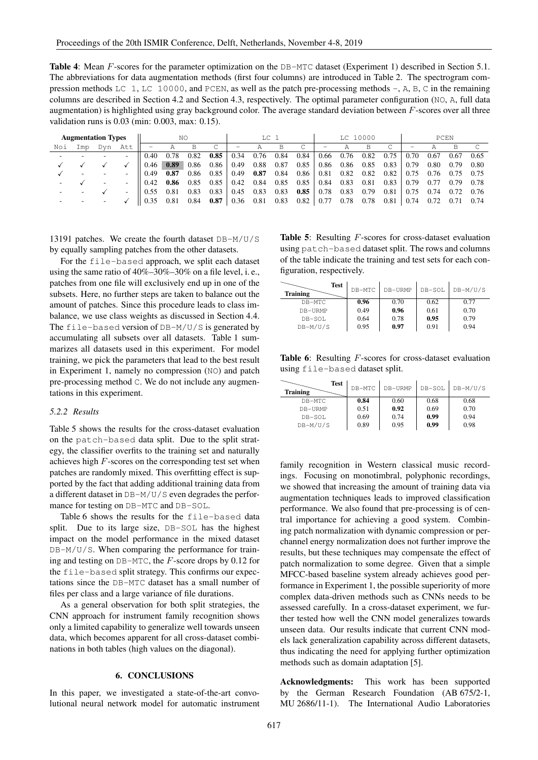**Table 4**: Mean $F$-scores for the parameter optimization on the DB-MTC dataset (Experiment 1) described in Section 5.1. The abbreviations for data augmentation methods (first four columns) are introduced in Table 2. The spectrogram compression methods LC 1, LC 10000, and PCEN, as well as the patch pre-processing methods -, A, B, C in the remaining columns are described in Section 4.2 and Section 4.3, respectively. The optimal parameter configuration (NO, A, full data augmentation) is highlighted using gray background color. The average standard deviation between $F$-scores over all three validation runs is 0.03 (min: 0.003, max: 0.15).

| Augmentation Types | | | | NO | | | | LC 1 | | | | LC 10000 | | | | PCEN | | | |
|---|---|---|---|---|---|---|---|---|---|---|---|---|---|---|---|---|---|---|---|
| Noi | Imp | Dyn | Att | - | A | B | C | - | A | B | C | - | A | B | C | - | A | B | C |
| - | - | - | - | 0.40 | 0.78 | 0.82 | **0.85** | 0.34 | 0.76 | 0.84 | 0.84 | 0.66 | 0.76 | 0.82 | 0.75 | 0.70 | 0.67 | 0.67 | 0.65 |
| ✓ | ✓ | ✓ | ✓ | 0.46 | **0.89** | 0.86 | 0.86 | 0.49 | 0.88 | 0.87 | 0.85 | 0.86 | 0.86 | 0.85 | 0.83 | 0.79 | 0.80 | 0.79 | 0.80 |
| ✓ | - | - | - | 0.49 | **0.87** | 0.86 | 0.85 | 0.49 | **0.87** | 0.84 | 0.86 | 0.81 | 0.82 | 0.82 | 0.82 | 0.75 | 0.76 | 0.75 | 0.75 |
| - | ✓ | - | - | 0.42 | **0.86** | 0.85 | 0.85 | 0.42 | 0.84 | 0.85 | 0.85 | 0.84 | 0.83 | 0.81 | 0.83 | 0.79 | 0.77 | 0.79 | 0.78 |
| - | - | ✓ | - | 0.55 | 0.81 | 0.83 | 0.83 | 0.45 | 0.83 | 0.83 | **0.85** | 0.78 | 0.83 | 0.79 | 0.81 | 0.75 | 0.74 | 0.72 | 0.76 |
| - | - | - | ✓ | 0.35 | 0.81 | 0.84 | **0.87** | 0.36 | 0.81 | 0.83 | 0.82 | 0.77 | 0.78 | 0.78 | 0.81 | 0.74 | 0.72 | 0.71 | 0.74 |

13191 patches. We create the fourth dataset DB-M/U/S by equally sampling patches from the other datasets.

For the file-based approach, we split each dataset using the same ratio of 40%–30%–30% on a file level, i. e., patches from one file will exclusively end up in one of the subsets. Here, no further steps are taken to balance out the amount of patches. Since this procedure leads to class imbalance, we use class weights as discussed in Section 4.4. The file-based version of DB-M/U/S is generated by accumulating all subsets over all datasets. Table 1 summarizes all datasets used in this experiment. For model training, we pick the parameters that lead to the best result in Experiment 1, namely no compression (NO) and patch pre-processing method C. We do not include any augmentations in this experiment.

#### 5.2.2 Results

Table 5 shows the results for the cross-dataset evaluation on the patch-based data split. Due to the split strategy, the classifier overfits to the training set and naturally achieves high $F$-scores on the corresponding test set when patches are randomly mixed. This overfitting effect is supported by the fact that adding additional training data from a different dataset in DB-M/U/S even degrades the performance for testing on DB-MTC and DB-SOL.

Table 6 shows the results for the file-based data split. Due to its large size, DB-SOL has the highest impact on the model performance in the mixed dataset DB-M/U/S. When comparing the performance for training and testing on DB-MTC, the $F$-score drops by 0.12 for the file-based split strategy. This confirms our expectations since the DB-MTC dataset has a small number of files per class and a large variance of file durations.

As a general observation for both split strategies, the CNN approach for instrument family recognition shows only a limited capability to generalize well towards unseen data, which becomes apparent for all cross-dataset combinations in both tables (high values on the diagonal).

**Table 5**: Resulting $F$-scores for cross-dataset evaluation using patch-based dataset split. The rows and columns of the table indicate the training and test sets for each configuration, respectively.

| Training \ Test | DB-MTC | DB-URMP | DB-SOL | DB-M/U/S |
|---|---|---|---|---|
| DB-MTC | **0.96** | 0.70 | 0.62 | 0.77 |
| DB-URMP | 0.49 | **0.96** | 0.61 | 0.70 |
| DB-SOL | 0.64 | 0.78 | **0.95** | 0.79 |
| DB-M/U/S | 0.95 | **0.97** | 0.91 | 0.94 |

**Table 6**: Resulting $F$-scores for cross-dataset evaluation using file-based dataset split.

| Training \ Test | DB-MTC | DB-URMP | DB-SOL | DB-M/U/S |
|---|---|---|---|---|
| DB-MTC | **0.84** | 0.60 | 0.68 | 0.68 |
| DB-URMP | 0.51 | **0.92** | 0.69 | 0.70 |
| DB-SOL | 0.69 | 0.74 | **0.99** | 0.94 |
| DB-M/U/S | 0.89 | 0.95 | **0.99** | 0.98 |

## 6. CONCLUSIONS

In this paper, we investigated a state-of-the-art convolutional neural network model for automatic instrument family recognition in Western classical music recordings. Focusing on monotimbral, polyphonic recordings, we showed that increasing the amount of training data via augmentation techniques leads to improved classification performance. We also found that pre-processing is of central importance for achieving a good system. Combining patch normalization with dynamic compression or per-channel energy normalization does not further improve the results, but these techniques may compensate the effect of patch normalization to some degree. Given that a simple MFCC-based baseline system already achieves good performance in Experiment 1, the possible superiority of more complex data-driven methods such as CNNs needs to be assessed carefully. In a cross-dataset experiment, we further tested how well the CNN model generalizes towards unseen data. Our results indicate that current CNN models lack generalization capability across different datasets, thus indicating the need for applying further optimization methods such as domain adaptation [5].

**Acknowledgments:** This work has been supported by the German Research Foundation (AB 675/2-1, MU 2686/11-1). The International Audio Laboratories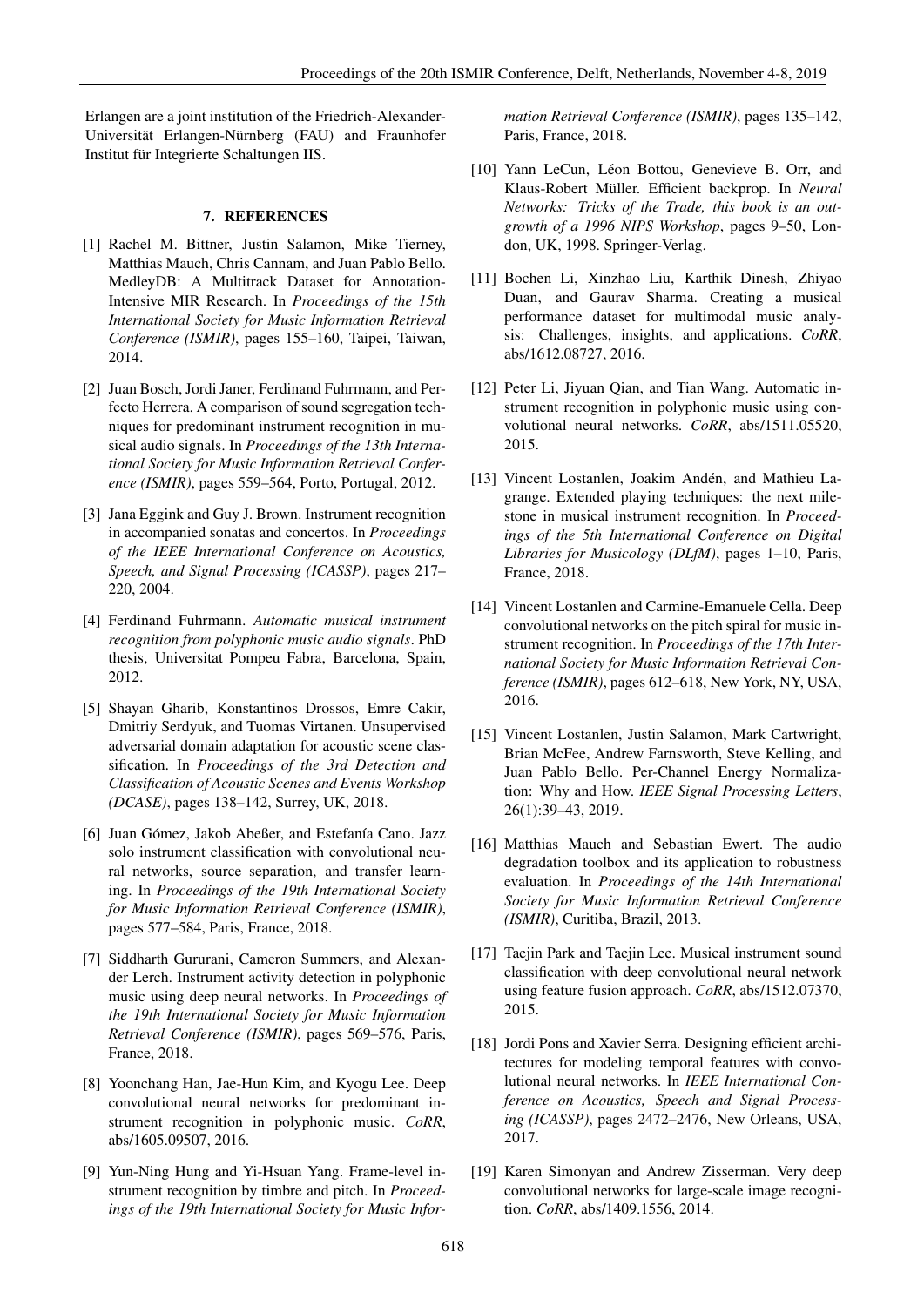Erlangen are a joint institution of the Friedrich-Alexander-Universität Erlangen-Nürnberg (FAU) and Fraunhofer Institut für Integrierte Schaltungen IIS.

## 7. REFERENCES

[1] Rachel M. Bittner, Justin Salamon, Mike Tierney, Matthias Mauch, Chris Cannam, and Juan Pablo Bello. MedleyDB: A Multitrack Dataset for Annotation-Intensive MIR Research. In *Proceedings of the 15th International Society for Music Information Retrieval Conference (ISMIR)*, pages 155–160, Taipei, Taiwan, 2014.

[2] Juan Bosch, Jordi Janer, Ferdinand Fuhrmann, and Perfecto Herrera. A comparison of sound segregation techniques for predominant instrument recognition in musical audio signals. In *Proceedings of the 13th International Society for Music Information Retrieval Conference (ISMIR)*, pages 559–564, Porto, Portugal, 2012.

[3] Jana Eggink and Guy J. Brown. Instrument recognition in accompanied sonatas and concertos. In *Proceedings of the IEEE International Conference on Acoustics, Speech, and Signal Processing (ICASSP)*, pages 217–220, 2004.

[4] Ferdinand Fuhrmann. *Automatic musical instrument recognition from polyphonic music audio signals*. PhD thesis, Universitat Pompeu Fabra, Barcelona, Spain, 2012.

[5] Shayan Gharib, Konstantinos Drossos, Emre Cakir, Dmitriy Serdyuk, and Tuomas Virtanen. Unsupervised adversarial domain adaptation for acoustic scene classification. In *Proceedings of the 3rd Detection and Classification of Acoustic Scenes and Events Workshop (DCASE)*, pages 138–142, Surrey, UK, 2018.

[6] Juan Gómez, Jakob Abeßer, and Estefanía Cano. Jazz solo instrument classification with convolutional neural networks, source separation, and transfer learning. In *Proceedings of the 19th International Society for Music Information Retrieval Conference (ISMIR)*, pages 577–584, Paris, France, 2018.

[7] Siddharth Gururani, Cameron Summers, and Alexander Lerch. Instrument activity detection in polyphonic music using deep neural networks. In *Proceedings of the 19th International Society for Music Information Retrieval Conference (ISMIR)*, pages 569–576, Paris, France, 2018.

[8] Yoonchang Han, Jae-Hun Kim, and Kyogu Lee. Deep convolutional neural networks for predominant instrument recognition in polyphonic music. *CoRR*, abs/1605.09507, 2016.

[9] Yun-Ning Hung and Yi-Hsuan Yang. Frame-level instrument recognition by timbre and pitch. In *Proceedings of the 19th International Society for Music Information Retrieval Conference (ISMIR)*, pages 135–142, Paris, France, 2018.

[10] Yann LeCun, Léon Bottou, Genevieve B. Orr, and Klaus-Robert Müller. Efficient backprop. In *Neural Networks: Tricks of the Trade, this book is an outgrowth of a 1996 NIPS Workshop*, pages 9–50, London, UK, 1998. Springer-Verlag.

[11] Bochen Li, Xinzhao Liu, Karthik Dinesh, Zhiyao Duan, and Gaurav Sharma. Creating a musical performance dataset for multimodal music analysis: Challenges, insights, and applications. *CoRR*, abs/1612.08727, 2016.

[12] Peter Li, Jiyuan Qian, and Tian Wang. Automatic instrument recognition in polyphonic music using convolutional neural networks. *CoRR*, abs/1511.05520, 2015.

[13] Vincent Lostanlen, Joakim Andén, and Mathieu Lagrange. Extended playing techniques: the next milestone in musical instrument recognition. In *Proceedings of the 5th International Conference on Digital Libraries for Musicology (DLfM)*, pages 1–10, Paris, France, 2018.

[14] Vincent Lostanlen and Carmine-Emanuele Cella. Deep convolutional networks on the pitch spiral for music instrument recognition. In *Proceedings of the 17th International Society for Music Information Retrieval Conference (ISMIR)*, pages 612–618, New York, NY, USA, 2016.

[15] Vincent Lostanlen, Justin Salamon, Mark Cartwright, Brian McFee, Andrew Farnsworth, Steve Kelling, and Juan Pablo Bello. Per-Channel Energy Normalization: Why and How. *IEEE Signal Processing Letters*, 26(1):39–43, 2019.

[16] Matthias Mauch and Sebastian Ewert. The audio degradation toolbox and its application to robustness evaluation. In *Proceedings of the 14th International Society for Music Information Retrieval Conference (ISMIR)*, Curitiba, Brazil, 2013.

[17] Taejin Park and Taejin Lee. Musical instrument sound classification with deep convolutional neural network using feature fusion approach. *CoRR*, abs/1512.07370, 2015.

[18] Jordi Pons and Xavier Serra. Designing efficient architectures for modeling temporal features with convolutional neural networks. In *IEEE International Conference on Acoustics, Speech and Signal Processing (ICASSP)*, pages 2472–2476, New Orleans, USA, 2017.

[19] Karen Simonyan and Andrew Zisserman. Very deep convolutional networks for large-scale image recognition. *CoRR*, abs/1409.1556, 2014.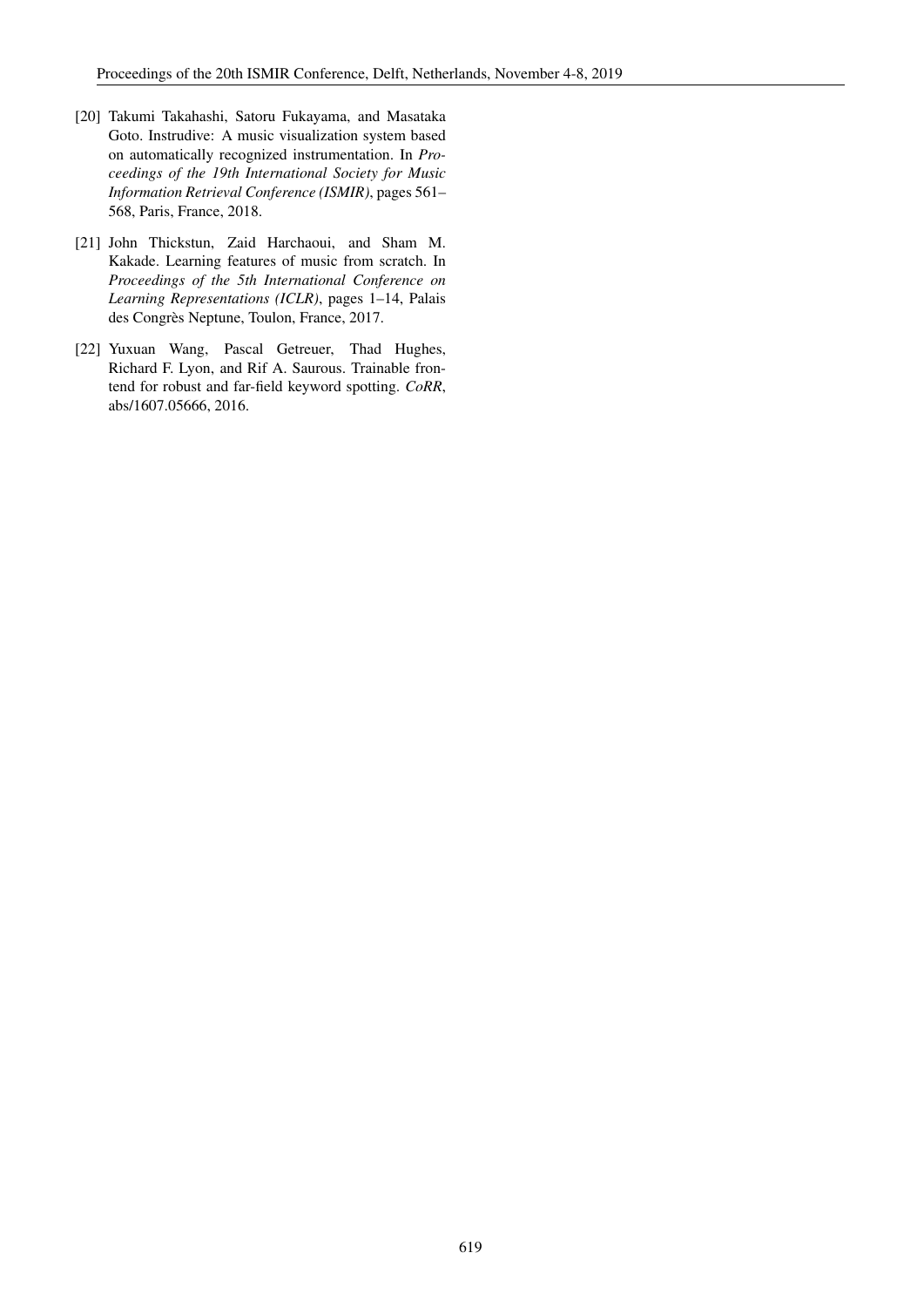[20] Takumi Takahashi, Satoru Fukayama, and Masataka Goto. Instrudive: A music visualization system based on automatically recognized instrumentation. In *Proceedings of the 19th International Society for Music Information Retrieval Conference (ISMIR)*, pages 561–568, Paris, France, 2018.

[21] John Thickstun, Zaid Harchaoui, and Sham M. Kakade. Learning features of music from scratch. In *Proceedings of the 5th International Conference on Learning Representations (ICLR)*, pages 1–14, Palais des Congrès Neptune, Toulon, France, 2017.

[22] Yuxuan Wang, Pascal Getreuer, Thad Hughes, Richard F. Lyon, and Rif A. Saurous. Trainable frontend for robust and far-field keyword spotting. *CoRR*, abs/1607.05666, 2016.